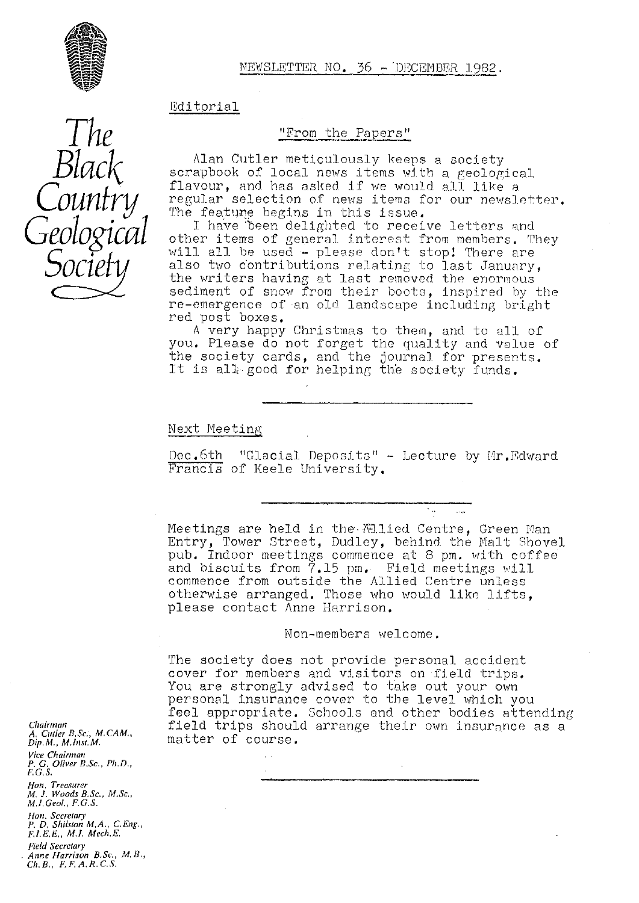# The Black Country Geological Society

NEWSLETTER NO. 36 - DECEMBER 1982.

## Editorial

### "From the Papers"

Alan Cutler meticulously keeps a society scrapbook of local news items with a geological flavour, and has asked if we would all like a regular selection of news items for our newsletter. The feature begins in this issue.

I have been delighted to receive letters and other items of general interest from members. They will all be used - please don't stop! There are also two contributions relating to last January, the writers having at last removed the enormous sediment of snow from their boots, inspired by the re-emergence of an old landscape including bright red post boxes.

A very happy Christmas to them, and to all of you. Please do not forget the quality and value of the society cards, and the journal for presents. It is all good for helping the society funds.

---

## Next Meeting

Dec.6th "Glacial Deposits" - Lecture by Mr.Edward Francis of Keele University.

---

Meetings are held in the Allied Centre, Green Man Entry, Tower Street, Dudley, behind the Malt Shovel pub. Indoor meetings commence at 8 pm. with coffee and biscuits from 7.15 pm. Field meetings will commence from outside the Allied Centre unless otherwise arranged. Those who would like lifts, please contact Anne Harrison.

Non-members welcome.

The society does not provide personal accident cover for members and visitors on field trips. You are strongly advised to take out your own personal insurance cover to the level which you feel appropriate. Schools and other bodies attending field trips should arrange their own insurance as a matter of course.

---

*Chairman*
*A. Cutler B.Sc., M.CAM., Dip.M., M.Inst.M.*

*Vice Chairman*
*P. G. Oliver B.Sc., Ph.D., F.G.S.*

*Hon. Treasurer*
*M. J. Woods B.Sc., M.Sc., M.I.Geol., F.G.S.*

*Hon. Secretary*
*P. D. Shilston M.A., C.Eng., F.I.E.E., M.I. Mech.E.*

*Field Secretary*
*Anne Harrison B.Sc., M.B., Ch.B., F.F.A.R.C.S.*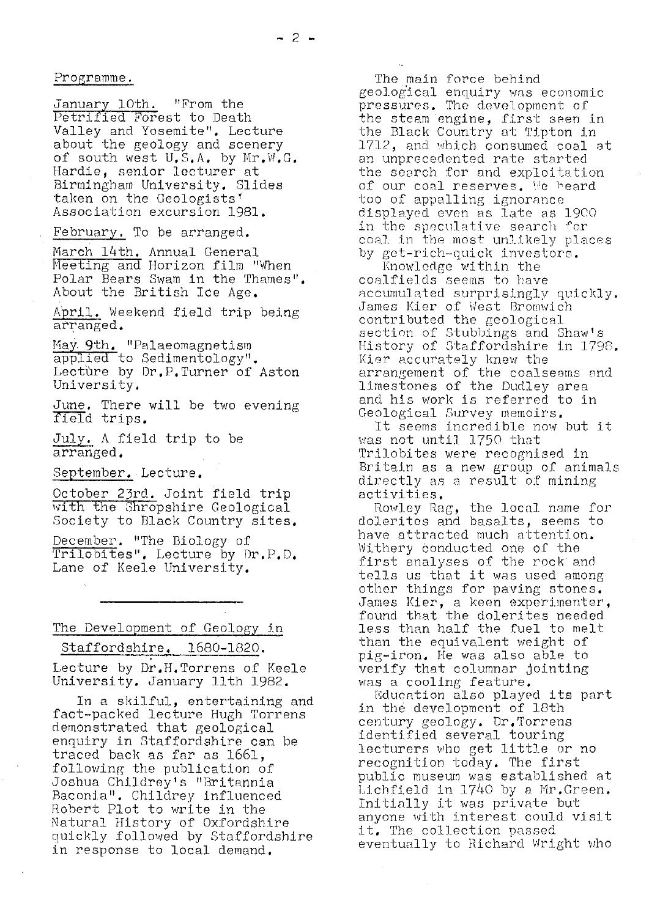## Programme.

January 10th. "From the Petrified Forest to Death Valley and Yosemite". Lecture about the geology and scenery of south west U.S.A. by Mr.W.G. Hardie, senior lecturer at Birmingham University. Slides taken on the Geologists' Association excursion 1981.

February. To be arranged.

March 14th. Annual General Meeting and Horizon film "When Polar Bears Swam in the Thames". About the British Ice Age.

April. Weekend field trip being arranged.

May 9th. "Palaeomagnetism applied to Sedimentology". Lecture by Dr.P.Turner of Aston University.

June. There will be two evening field trips.

July. A field trip to be arranged.

September. Lecture.

October 23rd. Joint field trip with the Shropshire Geological Society to Black Country sites.

December. "The Biology of Trilobites". Lecture by Dr.P.D. Lane of Keele University.

---

## The Development of Geology in Staffordshire. 1680-1820.

Lecture by Dr.H.Torrens of Keele University. January 11th 1982.

In a skilful, entertaining and fact-packed lecture Hugh Torrens demonstrated that geological enquiry in Staffordshire can be traced back as far as 1661, following the publication of Joshua Childrey's "Britannia Baconia". Childrey influenced Robert Plot to write in the Natural History of Oxfordshire quickly followed by Staffordshire in response to local demand.

The main force behind geological enquiry was economic pressures. The development of the steam engine, first seen in the Black Country at Tipton in 1712, and which consumed coal at an unprecedented rate started the search for and exploitation of our coal reserves. We heard too of appalling ignorance displayed even as late as 1900 in the speculative search for coal in the most unlikely places by get-rich-quick investors.

Knowledge within the coalfields seems to have accumulated surprisingly quickly. James Kier of West Bromwich contributed the geological section of Stubbings and Shaw's History of Staffordshire in 1798. Kier accurately knew the arrangement of the coalseams and limestones of the Dudley area and his work is referred to in Geological Survey memoirs.

It seems incredible now but it was not until 1750 that Trilobites were recognised in Britain as a new group of animals directly as a result of mining activities.

Rowley Rag, the local name for dolerites and basalts, seems to have attracted much attention. Withery conducted one of the first analyses of the rock and tells us that it was used among other things for paving stones. James Kier, a keen experimenter, found that the dolerites needed less than half the fuel to melt than the equivalent weight of pig-iron. He was also able to verify that columnar jointing was a cooling feature.

Education also played its part in the development of 18th century geology. Dr.Torrens identified several touring lecturers who get little or no recognition today. The first public museum was established at Lichfield in 1740 by a Mr.Green. Initially it was private but anyone with interest could visit it. The collection passed eventually to Richard Wright who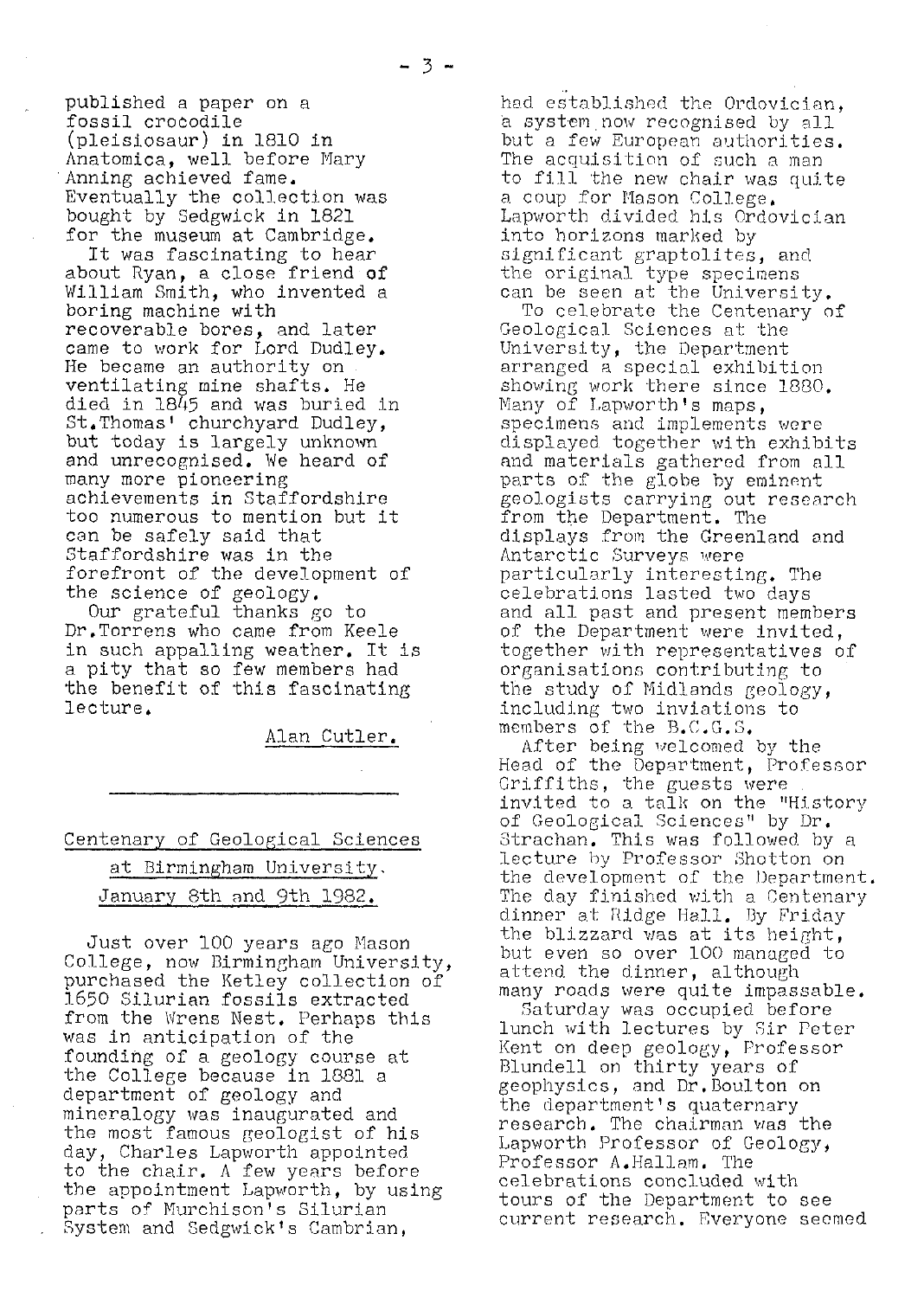published a paper on a fossil crocodile (pleisiosaur) in 1810 in Anatomica, well before Mary Anning achieved fame. Eventually the collection was bought by Sedgwick in 1821 for the museum at Cambridge.

It was fascinating to hear about Ryan, a close friend of William Smith, who invented a boring machine with recoverable bores, and later came to work for Lord Dudley. He became an authority on ventilating mine shafts. He died in 1845 and was buried in St.Thomas' churchyard Dudley, but today is largely unknown and unrecognised. We heard of many more pioneering achievements in Staffordshire too numerous to mention but it can be safely said that Staffordshire was in the forefront of the development of the science of geology.

Our grateful thanks go to Dr.Torrens who came from Keele in such appalling weather. It is a pity that so few members had the benefit of this fascinating lecture.

Alan Cutler.

---

## Centenary of Geological Sciences at Birmingham University. January 8th and 9th 1982.

Just over 100 years ago Mason College, now Birmingham University, purchased the Ketley collection of 1650 Silurian fossils extracted from the Wrens Nest. Perhaps this was in anticipation of the founding of a geology course at the College because in 1881 a department of geology and mineralogy was inaugurated and the most famous geologist of his day, Charles Lapworth appointed to the chair. A few years before the appointment Lapworth, by using parts of Murchison's Silurian System and Sedgwick's Cambrian, had established the Ordovician, a system now recognised by all but a few European authorities. The acquisition of such a man to fill the new chair was quite a coup for Mason College. Lapworth divided his Ordovician into horizons marked by significant graptolites, and the original type specimens can be seen at the University.

To celebrate the Centenary of Geological Sciences at the University, the Department arranged a special exhibition showing work there since 1880. Many of Lapworth's maps, specimens and implements were displayed together with exhibits and materials gathered from all parts of the globe by eminent geologists carrying out research from the Department. The displays from the Greenland and Antarctic Surveys were particularly interesting. The celebrations lasted two days and all past and present members of the Department were invited, together with representatives of organisations contributing to the study of Midlands geology, including two inviations to members of the B.C.G.S.

After being welcomed by the Head of the Department, Professor Griffiths, the guests were invited to a talk on the "History of Geological Sciences" by Dr. Strachan. This was followed by a lecture by Professor Shotton on the development of the Department. The day finished with a Centenary dinner at Ridge Hall. By Friday the blizzard was at its height, but even so over 100 managed to attend the dinner, although many roads were quite impassable.

Saturday was occupied before lunch with lectures by Sir Peter Kent on deep geology, Professor Blundell on thirty years of geophysics, and Dr.Boulton on the department's quaternary research. The chairman was the Lapworth Professor of Geology, Professor A.Hallam. The celebrations concluded with tours of the Department to see current research. Everyone seemed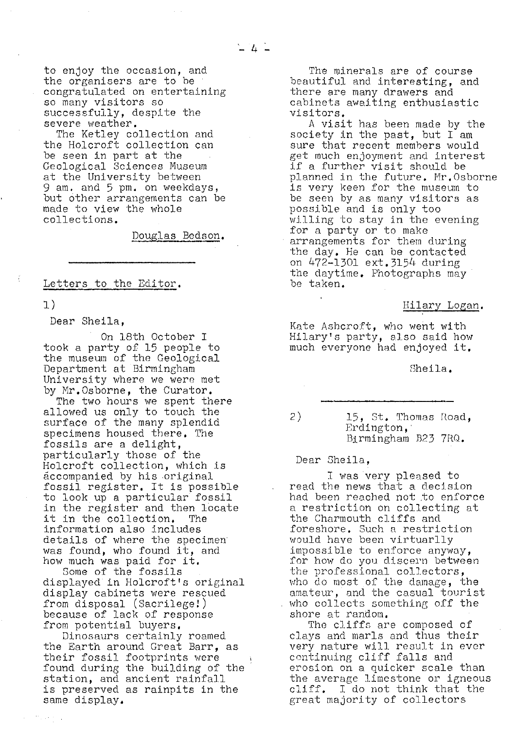to enjoy the occasion, and the organisers are to be congratulated on entertaining so many visitors so successfully, despite the severe weather.

The Ketley collection and the Holcroft collection can be seen in part at the Geological Sciences Museum at the University between 9 am. and 5 pm. on weekdays, but other arrangements can be made to view the whole collections.

Douglas Bedson.

---

## Letters to the Editor.

1)

Dear Sheila,

On 18th October I took a party of 15 people to the museum of the Geological Department at Birmingham University where we were met by Mr. Osborne, the Curator.

The two hours we spent there allowed us only to touch the surface of the many splendid specimens housed there. The fossils are a delight, particularly those of the Holcroft collection, which is accompanied by his original fossil register. It is possible to look up a particular fossil in the register and then locate it in the collection. The information also includes details of where the specimen was found, who found it, and how much was paid for it.

Some of the fossils displayed in Holcroft's original display cabinets were rescued from disposal (Sacrilege!) because of lack of response from potential buyers.

Dinosaurs certainly roamed the Earth around Great Barr, as their fossil footprints were found during the building of the station, and ancient rainfall is preserved as rainpits in the same display.

The minerals are of course beautiful and interesting, and there are many drawers and cabinets awaiting enthusiastic visitors.

A visit has been made by the society in the past, but I am sure that recent members would get much enjoyment and interest if a further visit should be planned in the future. Mr. Osborne is very keen for the museum to be seen by as many visitors as possible and is only too willing to stay in the evening for a party or to make arrangements for them during the day. He can be contacted on 472-1301 ext.3154 during the daytime. Photographs may be taken.

Hilary Logan.

Kate Ashcroft, who went with Hilary's party, also said how much everyone had enjoyed it.

Sheila.

---

2) 15, St. Thomas Road,
Erdington,
Birmingham B23 7RQ.

Dear Sheila,

I was very pleased to read the news that a decision had been reached not to enforce a restriction on collecting at the Charmouth cliffs and foreshore. Such a restriction would have been virtuallly impossible to enforce anyway, for how do you discern between the professional collectors, who do most of the damage, the amateur, and the casual tourist who collects something off the shore at random.

The cliffs are composed of clays and marls and thus their very nature will result in ever continuing cliff falls and erosion on a quicker scale than the average limestone or igneous cliff. I do not think that the great majority of collectors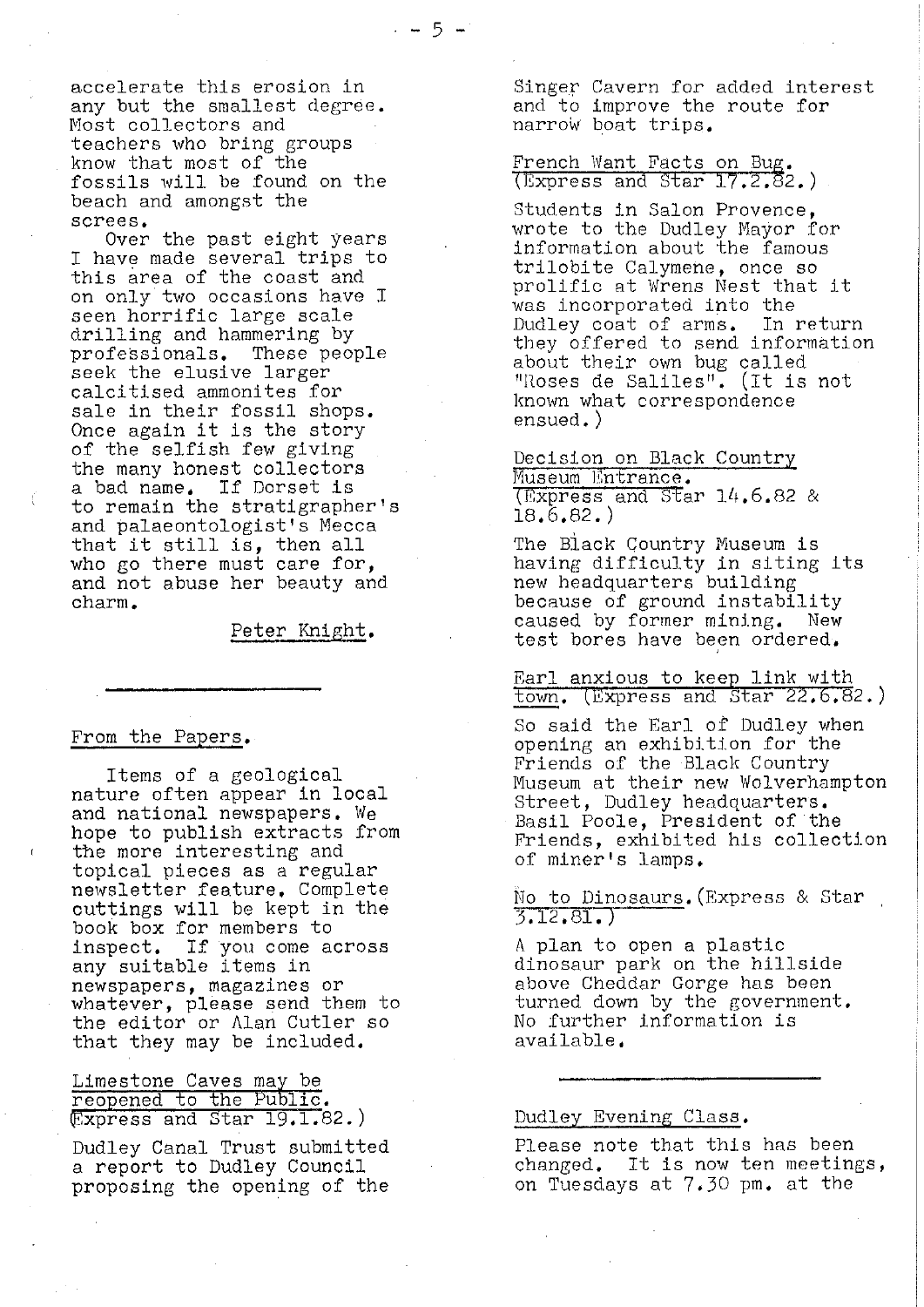accelerate this erosion in any but the smallest degree. Most collectors and teachers who bring groups know that most of the fossils will be found on the beach and amongst the screes.

Over the past eight years I have made several trips to this area of the coast and on only two occasions have I seen horrific large scale drilling and hammering by professionals. These people seek the elusive larger calcitised ammonites for sale in their fossil shops. Once again it is the story of the selfish few giving the many honest collectors a bad name. If Dorset is to remain the stratigrapher's and palaeontologist's Mecca that it still is, then all who go there must care for, and not abuse her beauty and charm.

Peter Knight.

---

## From the Papers.

Items of a geological nature often appear in local and national newspapers. We hope to publish extracts from the more interesting and topical pieces as a regular newsletter feature. Complete cuttings will be kept in the book box for members to inspect. If you come across any suitable items in newspapers, magazines or whatever, please send them to the editor or Alan Cutler so that they may be included.

Limestone Caves may be reopened to the Public. (Express and Star 19.1.82.)

Dudley Canal Trust submitted a report to Dudley Council proposing the opening of the Singer Cavern for added interest and to improve the route for narrow boat trips.

French Want Facts on Bug. (Express and Star 17.2.82.)

Students in Salon Provence, wrote to the Dudley Mayor for information about the famous trilobite Calymene, once so prolific at Wrens Nest that it was incorporated into the Dudley coat of arms. In return they offered to send information about their own bug called "Roses de Saliles". (It is not known what correspondence ensued.)

Decision on Black Country Museum Entrance. (Express and Star 14.6.82 & 18.6.82.)

The Black Country Museum is having difficulty in siting its new headquarters building because of ground instability caused by former mining. New test bores have been ordered.

Earl anxious to keep link with town. (Express and Star 22.6.82.)

So said the Earl of Dudley when opening an exhibition for the Friends of the Black Country Museum at their new Wolverhampton Street, Dudley headquarters. Basil Poole, President of the Friends, exhibited his collection of miner's lamps.

No to Dinosaurs. (Express & Star 3.12.81.)

A plan to open a plastic dinosaur park on the hillside above Cheddar Gorge has been turned down by the government. No further information is available.

---

## Dudley Evening Class.

Please note that this has been changed. It is now ten meetings, on Tuesdays at 7.30 pm. at the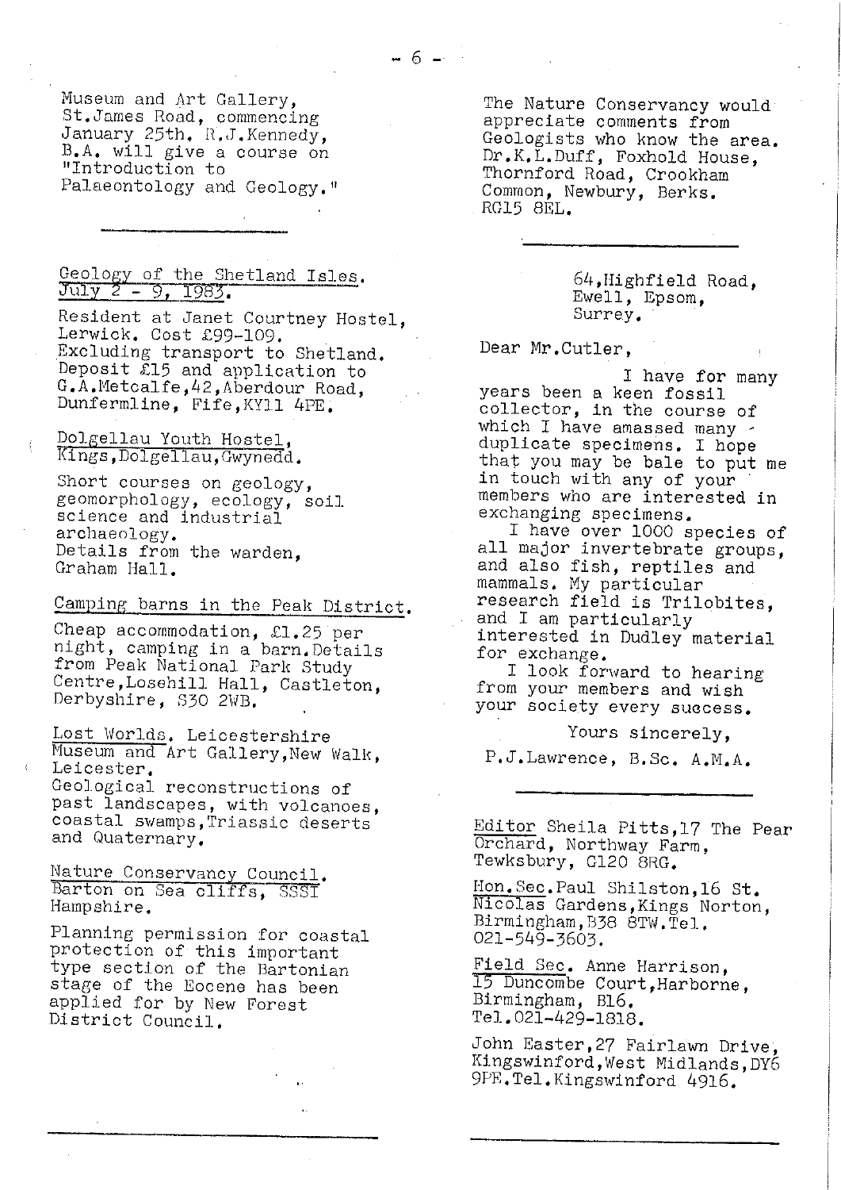Museum and Art Gallery, St.James Road, commencing January 25th. R.J.Kennedy, B.A. will give a course on "Introduction to Palaeontology and Geology."

---

Geology of the Shetland Isles. July 2 - 9, 1983.

Resident at Janet Courtney Hostel, Lerwick. Cost £99-109. Excluding transport to Shetland. Deposit £15 and application to G.A.Metcalfe,42,Aberdour Road, Dunfermline, Fife,KY11 4PE.

Dolgellau Youth Hostel, Kings,Dolgellau,Gwynedd.

Short courses on geology, geomorphology, ecology, soil science and industrial archaeology. Details from the warden, Graham Hall.

Camping barns in the Peak District.

Cheap accommodation, £1.25 per night, camping in a barn.Details from Peak National Park Study Centre,Losehill Hall, Castleton, Derbyshire, S30 2WB.

Lost Worlds. Leicestershire Museum and Art Gallery,New Walk, Leicester. Geological reconstructions of past landscapes, with volcanoes, coastal swamps,Triassic deserts and Quaternary.

Nature Conservancy Council. Barton on Sea cliffs, SSSI Hampshire.

Planning permission for coastal protection of this important type section of the Bartonian stage of the Eocene has been applied for by New Forest District Council.

The Nature Conservancy would appreciate comments from Geologists who know the area. Dr.K.L.Duff, Foxhold House, Thornford Road, Crookham Common, Newbury, Berks. RG15 8EL.

---

64,Highfield Road,
Ewell, Epsom,
Surrey.

Dear Mr.Cutler,

I have for many years been a keen fossil collector, in the course of which I have amassed many duplicate specimens. I hope that you may be bale to put me in touch with any of your members who are interested in exchanging specimens.

I have over 1000 species of all major invertebrate groups, and also fish, reptiles and mammals. My particular research field is Trilobites, and I am particularly interested in Dudley material for exchange.

I look forward to hearing from your members and wish your society every success.

Yours sincerely,

P.J.Lawrence, B.Sc. A.M.A.

---

Editor Sheila Pitts,17 The Pear Orchard, Northway Farm, Tewksbury, G120 8RG.

Hon.Sec.Paul Shilston,16 St. Nicolas Gardens,Kings Norton, Birmingham,B38 8TW.Tel. 021-549-3603.

Field Sec. Anne Harrison, 15 Duncombe Court,Harborne, Birmingham, B16. Tel.021-429-1818.

John Easter,27 Fairlawn Drive, Kingswinford,West Midlands,DY6 9PE.Tel.Kingswinford 4916.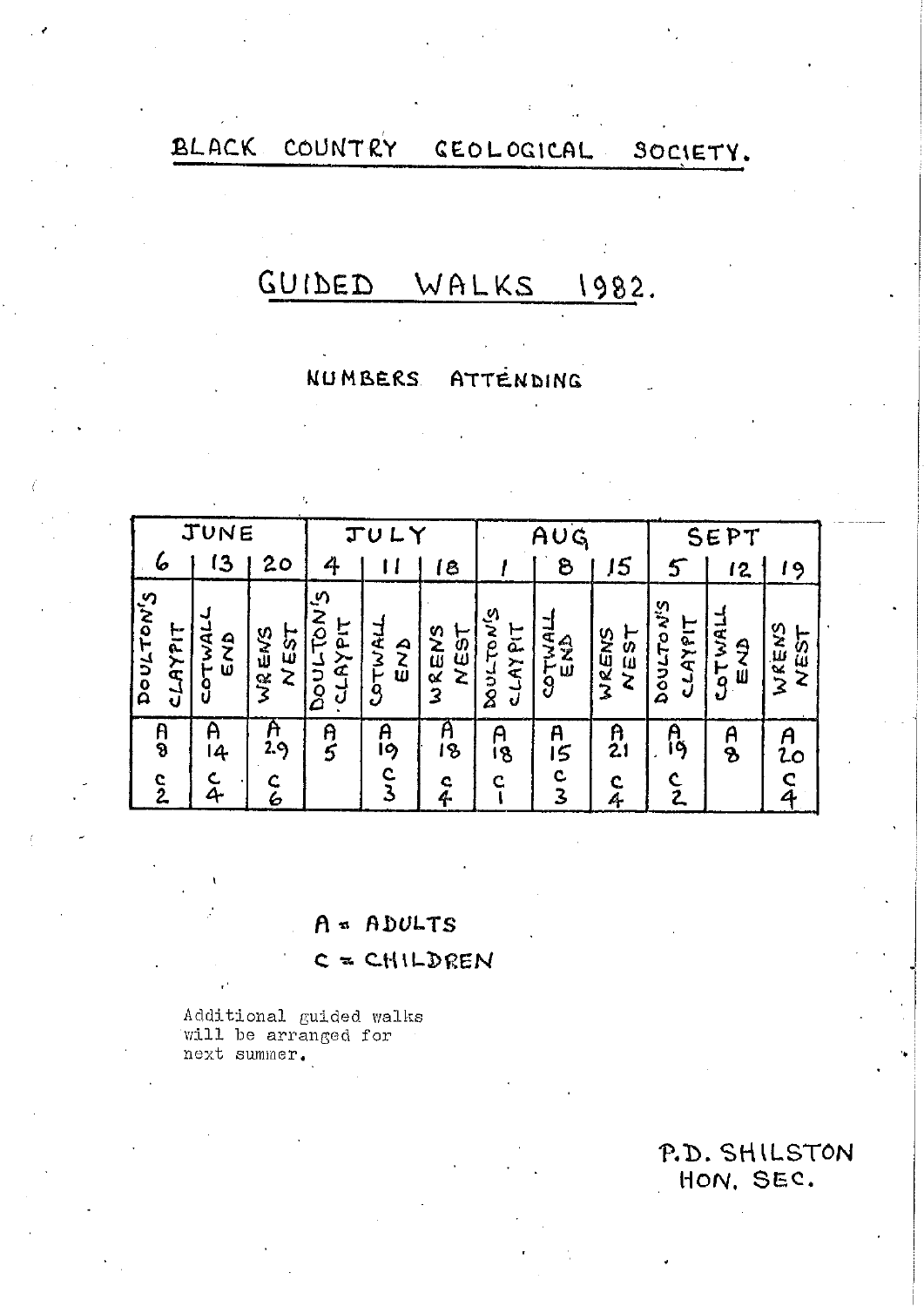# BLACK COUNTRY GEOLOGICAL SOCIETY.

## GUIDED WALKS 1982.

### NUMBERS ATTENDING

| JUNE | | | JULY | | | AUG | | | SEPT | | |
|---|---|---|---|---|---|---|---|---|---|---|---|
| 6 | 13 | 20 | 4 | 11 | 18 | 1 | 8 | 15 | 5 | 12 | 19 |
| DOULTON'S CLAYPIT | COTWALL END | WRENS NEST | DOULTON'S CLAYPIT | COTWALL END | WRENS NEST | DOULTON'S CLAYPIT | COTWALL END | WRENS NEST | DOULTON'S CLAYPIT | COTWALL END | WRENS NEST |
| A 8 C 2 | A 14 C 4 | A 29 C 6 | A 5 | A 19 C 3 | A 18 C 4 | A 18 C 1 | A 15 C 3 | A 21 C 4 | A 19 C 2 | A 8 | A 20 C 4 |

A = ADULTS

C = CHILDREN

Additional guided walks will be arranged for next summer.

P.D. SHILSTON
HON. SEC.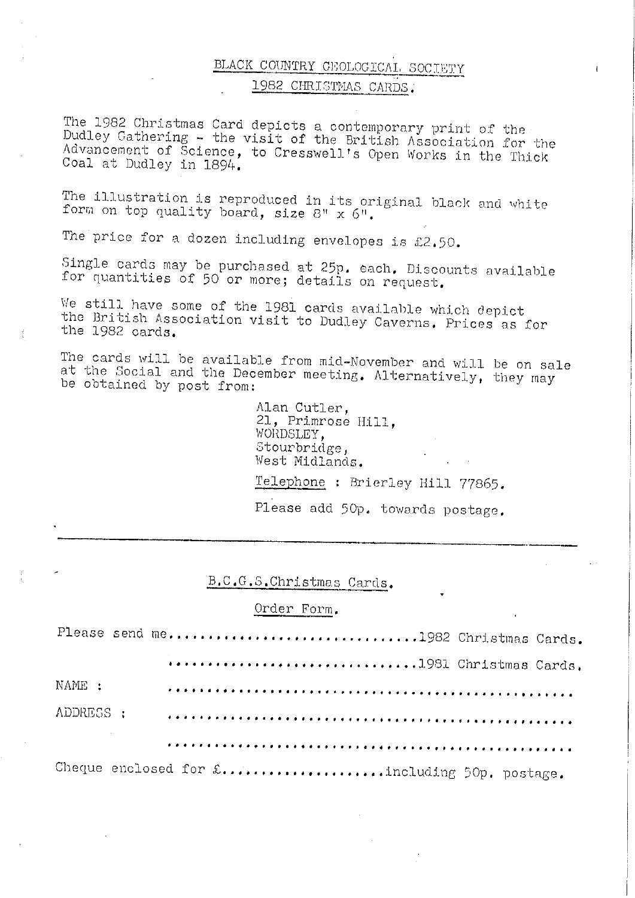# BLACK COUNTRY GEOLOGICAL SOCIETY

## 1982 CHRISTMAS CARDS.

The 1982 Christmas Card depicts a contemporary print of the Dudley Gathering - the visit of the British Association for the Advancement of Science, to Cresswell's Open Works in the Thick Coal at Dudley in 1894.

The illustration is reproduced in its original black and white form on top quality board, size 8" x 6".

The price for a dozen including envelopes is £2.50.

Single cards may be purchased at 25p. each. Discounts available for quantities of 50 or more; details on request.

We still have some of the 1981 cards available which depict the British Association visit to Dudley Caverns. Prices as for the 1982 cards.

The cards will be available from mid-November and will be on sale at the Social and the December meeting. Alternatively, they may be obtained by post from:

> Alan Cutler,
> 21, Primrose Hill,
> WORDSLEY,
> Stourbridge,
> West Midlands.
>
> Telephone : Brierley Hill 77865.
>
> Please add 50p. towards postage.

---

## B.C.G.S.Christmas Cards.

### Order Form.

Please send me...............................1982 Christmas Cards.

...............................1981 Christmas Cards.

NAME : ...............................................

ADDRESS : ...............................................

...............................................

Cheque enclosed for £....................including 50p. postage.